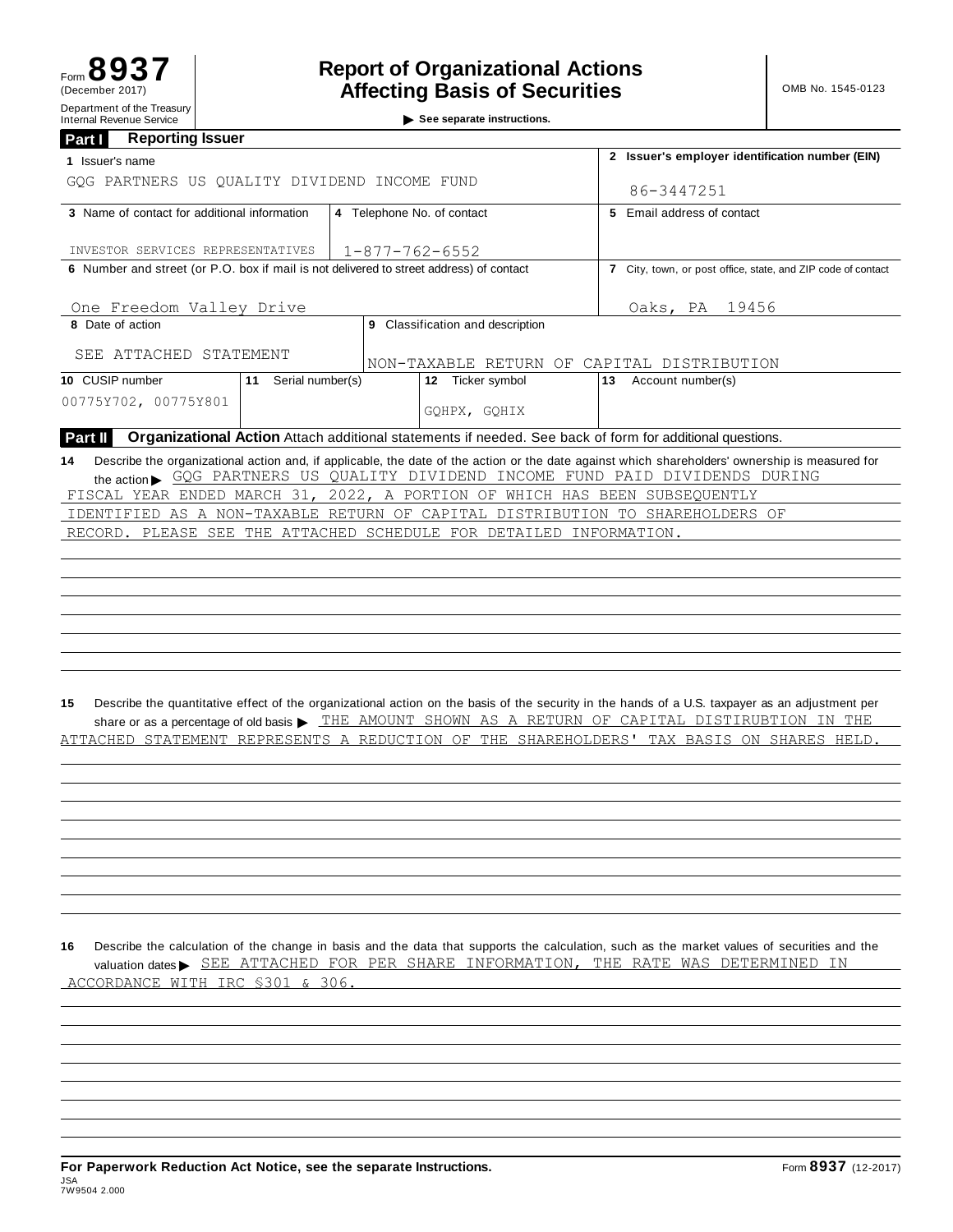Form **8937**
(December 2017)
Department of the Treasury
Internal Revenue Service

# Report of Organizational Actions Affecting Basis of Securities

▶ See separate instructions.

OMB No. 1545-0123

## Part I Reporting Issuer

| | | |
|---|---|---|
| **1** Issuer's name<br>GQG PARTNERS US QUALITY DIVIDEND INCOME FUND | | **2** Issuer's employer identification number (EIN)<br>86-3447251 |
| **3** Name of contact for additional information<br>INVESTOR SERVICES REPRESENTATIVES | **4** Telephone No. of contact<br>1-877-762-6552 | **5** Email address of contact |
| **6** Number and street (or P.O. box if mail is not delivered to street address) of contact<br>One Freedom Valley Drive | | **7** City, town, or post office, state, and ZIP code of contact<br>Oaks, PA 19456 |
| **8** Date of action<br>SEE ATTACHED STATEMENT | **9** Classification and description<br>NON-TAXABLE RETURN OF CAPITAL DISTRIBUTION | |

| **10** CUSIP number | **11** Serial number(s) | **12** Ticker symbol | **13** Account number(s) |
|---|---|---|---|
| 00775Y702, 00775Y801 | | GQHPX, GQHIX | |

## Part II Organizational Action
Attach additional statements if needed. See back of form for additional questions.

**14** Describe the organizational action and, if applicable, the date of the action or the date against which shareholders' ownership is measured for the action ▶ GQG PARTNERS US QUALITY DIVIDEND INCOME FUND PAID DIVIDENDS DURING FISCAL YEAR ENDED MARCH 31, 2022, A PORTION OF WHICH HAS BEEN SUBSEQUENTLY IDENTIFIED AS A NON-TAXABLE RETURN OF CAPITAL DISTRIBUTION TO SHAREHOLDERS OF RECORD. PLEASE SEE THE ATTACHED SCHEDULE FOR DETAILED INFORMATION.

**15** Describe the quantitative effect of the organizational action on the basis of the security in the hands of a U.S. taxpayer as an adjustment per share or as a percentage of old basis ▶ THE AMOUNT SHOWN AS A RETURN OF CAPITAL DISTIRUBTION IN THE ATTACHED STATEMENT REPRESENTS A REDUCTION OF THE SHAREHOLDERS' TAX BASIS ON SHARES HELD.

**16** Describe the calculation of the change in basis and the data that supports the calculation, such as the market values of securities and the valuation dates ▶ SEE ATTACHED FOR PER SHARE INFORMATION, THE RATE WAS DETERMINED IN ACCORDANCE WITH IRC §301 & 306.

**For Paperwork Reduction Act Notice, see the separate Instructions.**

Form **8937** (12-2017)

JSA
7W9504 2.000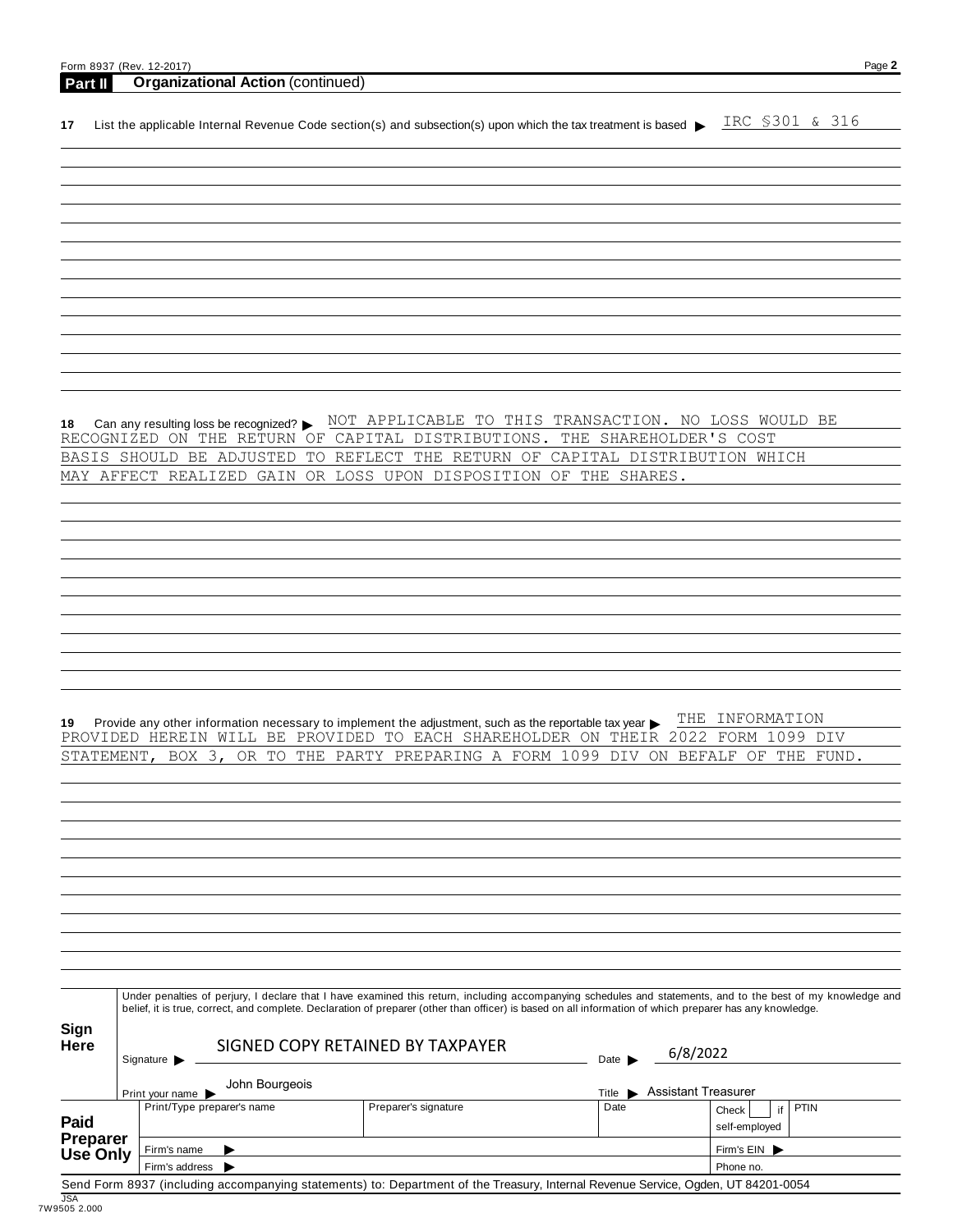## Part II Organizational Action (continued)

**17** List the applicable Internal Revenue Code section(s) and subsection(s) upon which the tax treatment is based ▶ IRC §301 & 316

**18** Can any resulting loss be recognized? ▶ NOT APPLICABLE TO THIS TRANSACTION. NO LOSS WOULD BE RECOGNIZED ON THE RETURN OF CAPITAL DISTRIBUTIONS. THE SHAREHOLDER'S COST BASIS SHOULD BE ADJUSTED TO REFLECT THE RETURN OF CAPITAL DISTRIBUTION WHICH MAY AFFECT REALIZED GAIN OR LOSS UPON DISPOSITION OF THE SHARES.

**19** Provide any other information necessary to implement the adjustment, such as the reportable tax year ▶ THE INFORMATION PROVIDED HEREIN WILL BE PROVIDED TO EACH SHAREHOLDER ON THEIR 2022 FORM 1099 DIV STATEMENT, BOX 3, OR TO THE PARTY PREPARING A FORM 1099 DIV ON BEFALF OF THE FUND.

**Sign Here**

Under penalties of perjury, I declare that I have examined this return, including accompanying schedules and statements, and to the best of my knowledge and belief, it is true, correct, and complete. Declaration of preparer (other than officer) is based on all information of which preparer has any knowledge.

Signature ▶ SIGNED COPY RETAINED BY TAXPAYER Date ▶ 6/8/2022

Print your name ▶ John Bourgeois Title ▶ Assistant Treasurer

| **Paid Preparer Use Only** | Print/Type preparer's name | Preparer's signature | Date | Check ☐ if self-employed | PTIN |
|---|---|---|---|---|---|
| | Firm's name ▶ | | | Firm's EIN ▶ | |
| | Firm's address ▶ | | | Phone no. | |

Send Form 8937 (including accompanying statements) to: Department of the Treasury, Internal Revenue Service, Ogden, UT 84201-0054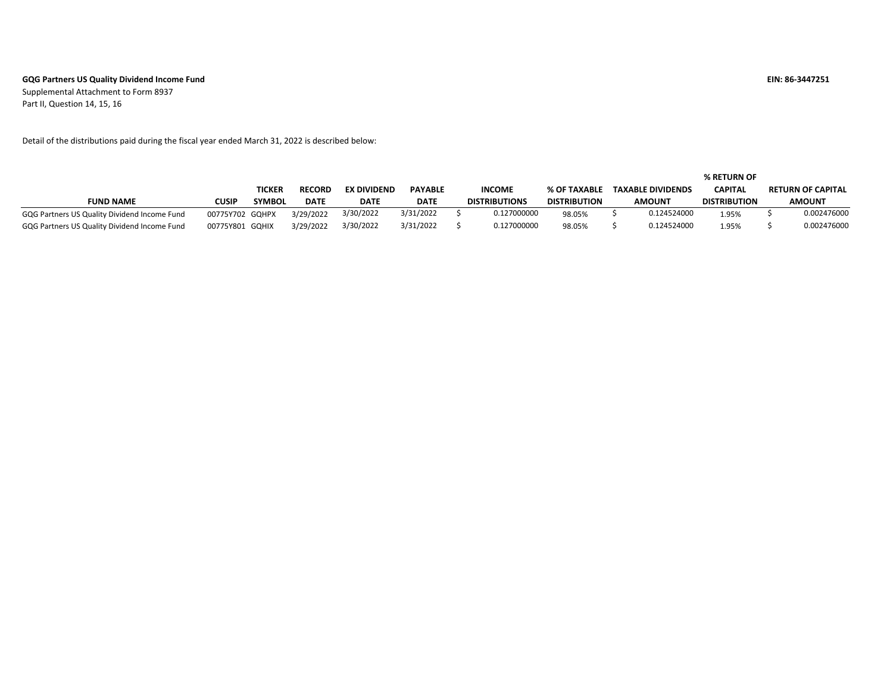**GQG Partners US Quality Dividend Income Fund**

Supplemental Attachment to Form 8937

Part II, Question 14, 15, 16

**EIN: 86-3447251**

Detail of the distributions paid during the fiscal year ended March 31, 2022 is described below:

| FUND NAME | CUSIP | TICKER SYMBOL | RECORD DATE | EX DIVIDEND DATE | PAYABLE DATE | INCOME DISTRIBUTIONS | % OF TAXABLE DISTRIBUTION | TAXABLE DIVIDENDS AMOUNT | % RETURN OF CAPITAL DISTRIBUTION | RETURN OF CAPITAL AMOUNT |
|---|---|---|---|---|---|---|---|---|---|---|
| GQG Partners US Quality Dividend Income Fund | 00775Y702 | GQHPX | 3/29/2022 | 3/30/2022 | 3/31/2022 | $ 0.127000000 | 98.05% | $ 0.124524000 | 1.95% | $ 0.002476000 |
| GQG Partners US Quality Dividend Income Fund | 00775Y801 | GQHIX | 3/29/2022 | 3/30/2022 | 3/31/2022 | $ 0.127000000 | 98.05% | $ 0.124524000 | 1.95% | $ 0.002476000 |